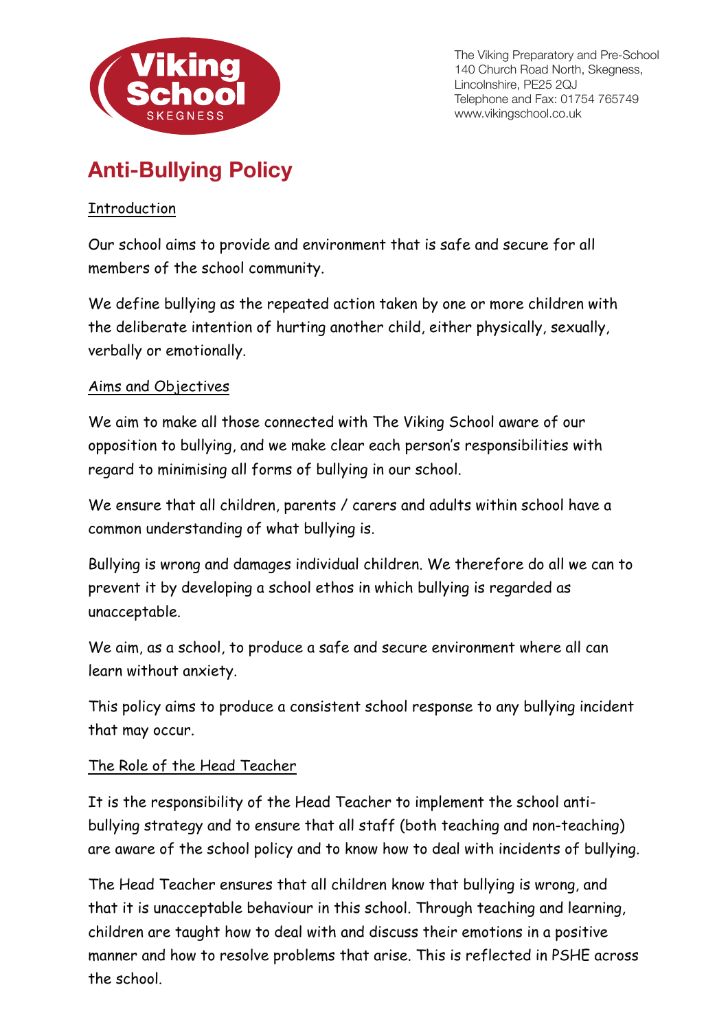The Viking Preparatory and Pre-School
140 Church Road North, Skegness,
Lincolnshire, PE25 2QJ
Telephone and Fax: 01754 765749
www.vikingschool.co.uk

# Anti-Bullying Policy

## Introduction

Our school aims to provide and environment that is safe and secure for all members of the school community.

We define bullying as the repeated action taken by one or more children with the deliberate intention of hurting another child, either physically, sexually, verbally or emotionally.

## Aims and Objectives

We aim to make all those connected with The Viking School aware of our opposition to bullying, and we make clear each person's responsibilities with regard to minimising all forms of bullying in our school.

We ensure that all children, parents / carers and adults within school have a common understanding of what bullying is.

Bullying is wrong and damages individual children. We therefore do all we can to prevent it by developing a school ethos in which bullying is regarded as unacceptable.

We aim, as a school, to produce a safe and secure environment where all can learn without anxiety.

This policy aims to produce a consistent school response to any bullying incident that may occur.

## The Role of the Head Teacher

It is the responsibility of the Head Teacher to implement the school anti-bullying strategy and to ensure that all staff (both teaching and non-teaching) are aware of the school policy and to know how to deal with incidents of bullying.

The Head Teacher ensures that all children know that bullying is wrong, and that it is unacceptable behaviour in this school. Through teaching and learning, children are taught how to deal with and discuss their emotions in a positive manner and how to resolve problems that arise. This is reflected in PSHE across the school.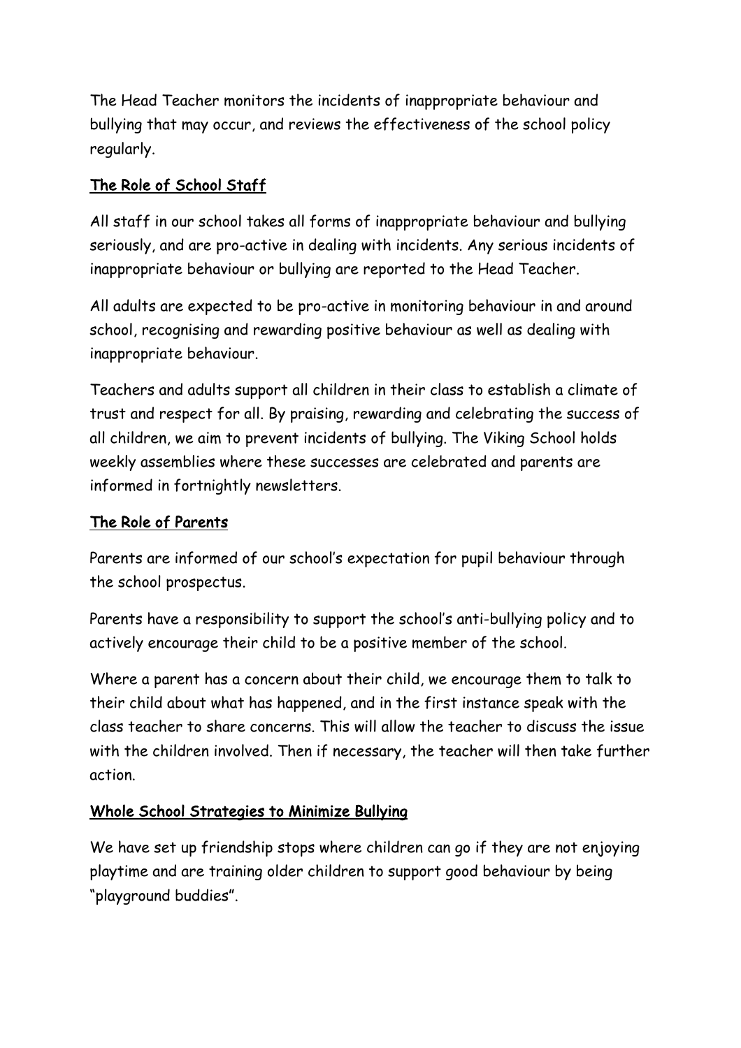The Head Teacher monitors the incidents of inappropriate behaviour and bullying that may occur, and reviews the effectiveness of the school policy regularly.

## The Role of School Staff

All staff in our school takes all forms of inappropriate behaviour and bullying seriously, and are pro-active in dealing with incidents. Any serious incidents of inappropriate behaviour or bullying are reported to the Head Teacher.

All adults are expected to be pro-active in monitoring behaviour in and around school, recognising and rewarding positive behaviour as well as dealing with inappropriate behaviour.

Teachers and adults support all children in their class to establish a climate of trust and respect for all. By praising, rewarding and celebrating the success of all children, we aim to prevent incidents of bullying. The Viking School holds weekly assemblies where these successes are celebrated and parents are informed in fortnightly newsletters.

## The Role of Parents

Parents are informed of our school's expectation for pupil behaviour through the school prospectus.

Parents have a responsibility to support the school's anti-bullying policy and to actively encourage their child to be a positive member of the school.

Where a parent has a concern about their child, we encourage them to talk to their child about what has happened, and in the first instance speak with the class teacher to share concerns. This will allow the teacher to discuss the issue with the children involved. Then if necessary, the teacher will then take further action.

## Whole School Strategies to Minimize Bullying

We have set up friendship stops where children can go if they are not enjoying playtime and are training older children to support good behaviour by being "playground buddies".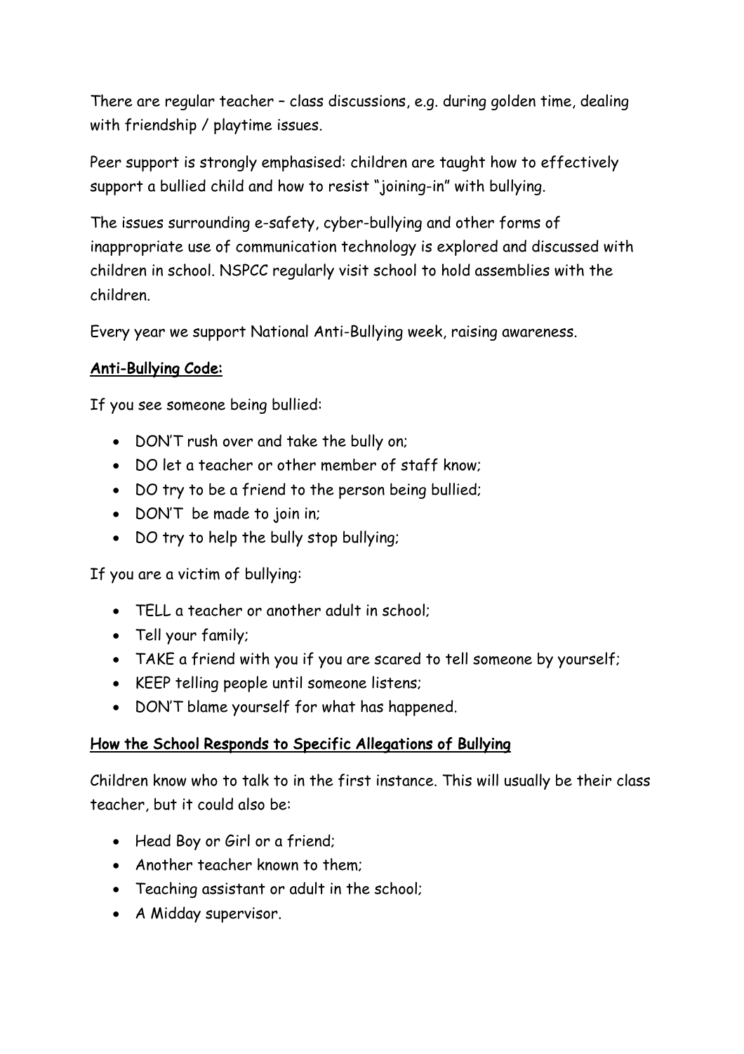There are regular teacher – class discussions, e.g. during golden time, dealing with friendship / playtime issues.

Peer support is strongly emphasised: children are taught how to effectively support a bullied child and how to resist "joining-in" with bullying.

The issues surrounding e-safety, cyber-bullying and other forms of inappropriate use of communication technology is explored and discussed with children in school. NSPCC regularly visit school to hold assemblies with the children.

Every year we support National Anti-Bullying week, raising awareness.

## Anti-Bullying Code:

If you see someone being bullied:

- DON'T rush over and take the bully on;
- DO let a teacher or other member of staff know;
- DO try to be a friend to the person being bullied;
- DON'T be made to join in;
- DO try to help the bully stop bullying;

If you are a victim of bullying:

- TELL a teacher or another adult in school;
- Tell your family;
- TAKE a friend with you if you are scared to tell someone by yourself;
- KEEP telling people until someone listens;
- DON'T blame yourself for what has happened.

## How the School Responds to Specific Allegations of Bullying

Children know who to talk to in the first instance. This will usually be their class teacher, but it could also be:

- Head Boy or Girl or a friend;
- Another teacher known to them;
- Teaching assistant or adult in the school;
- A Midday supervisor.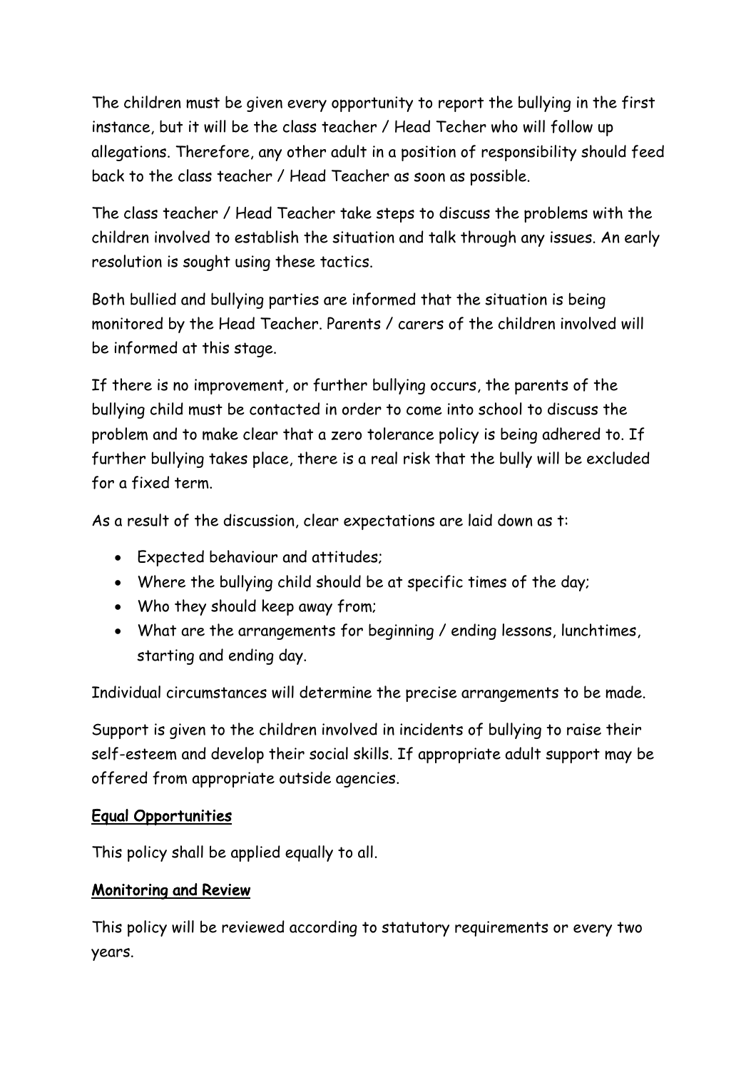The children must be given every opportunity to report the bullying in the first instance, but it will be the class teacher / Head Techer who will follow up allegations. Therefore, any other adult in a position of responsibility should feed back to the class teacher / Head Teacher as soon as possible.

The class teacher / Head Teacher take steps to discuss the problems with the children involved to establish the situation and talk through any issues. An early resolution is sought using these tactics.

Both bullied and bullying parties are informed that the situation is being monitored by the Head Teacher. Parents / carers of the children involved will be informed at this stage.

If there is no improvement, or further bullying occurs, the parents of the bullying child must be contacted in order to come into school to discuss the problem and to make clear that a zero tolerance policy is being adhered to. If further bullying takes place, there is a real risk that the bully will be excluded for a fixed term.

As a result of the discussion, clear expectations are laid down as t:

- Expected behaviour and attitudes;
- Where the bullying child should be at specific times of the day;
- Who they should keep away from;
- What are the arrangements for beginning / ending lessons, lunchtimes, starting and ending day.

Individual circumstances will determine the precise arrangements to be made.

Support is given to the children involved in incidents of bullying to raise their self-esteem and develop their social skills. If appropriate adult support may be offered from appropriate outside agencies.

## Equal Opportunities

This policy shall be applied equally to all.

## Monitoring and Review

This policy will be reviewed according to statutory requirements or every two years.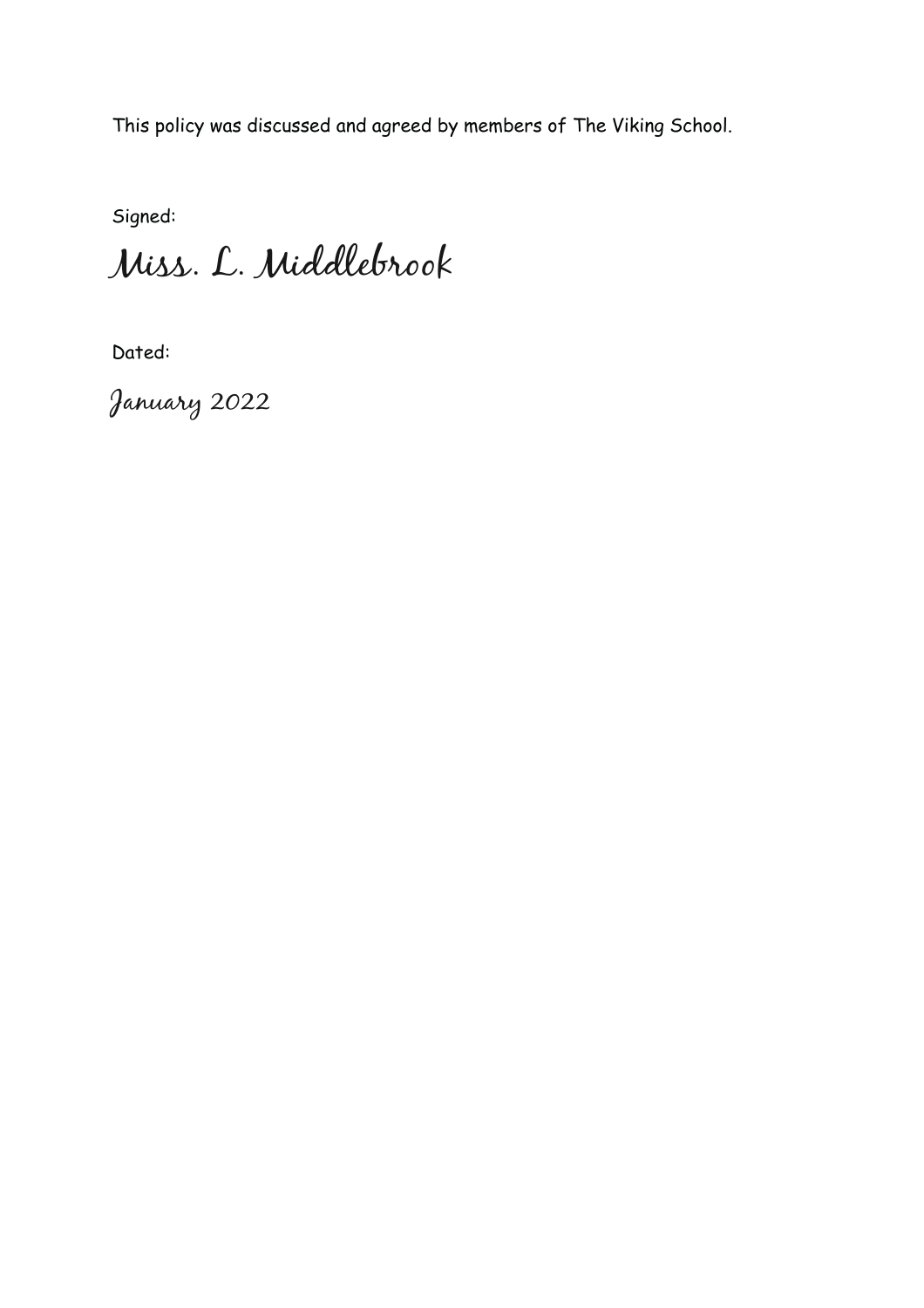This policy was discussed and agreed by members of The Viking School.

Signed:

Miss. L. Middlebrook

Dated:

January 2022